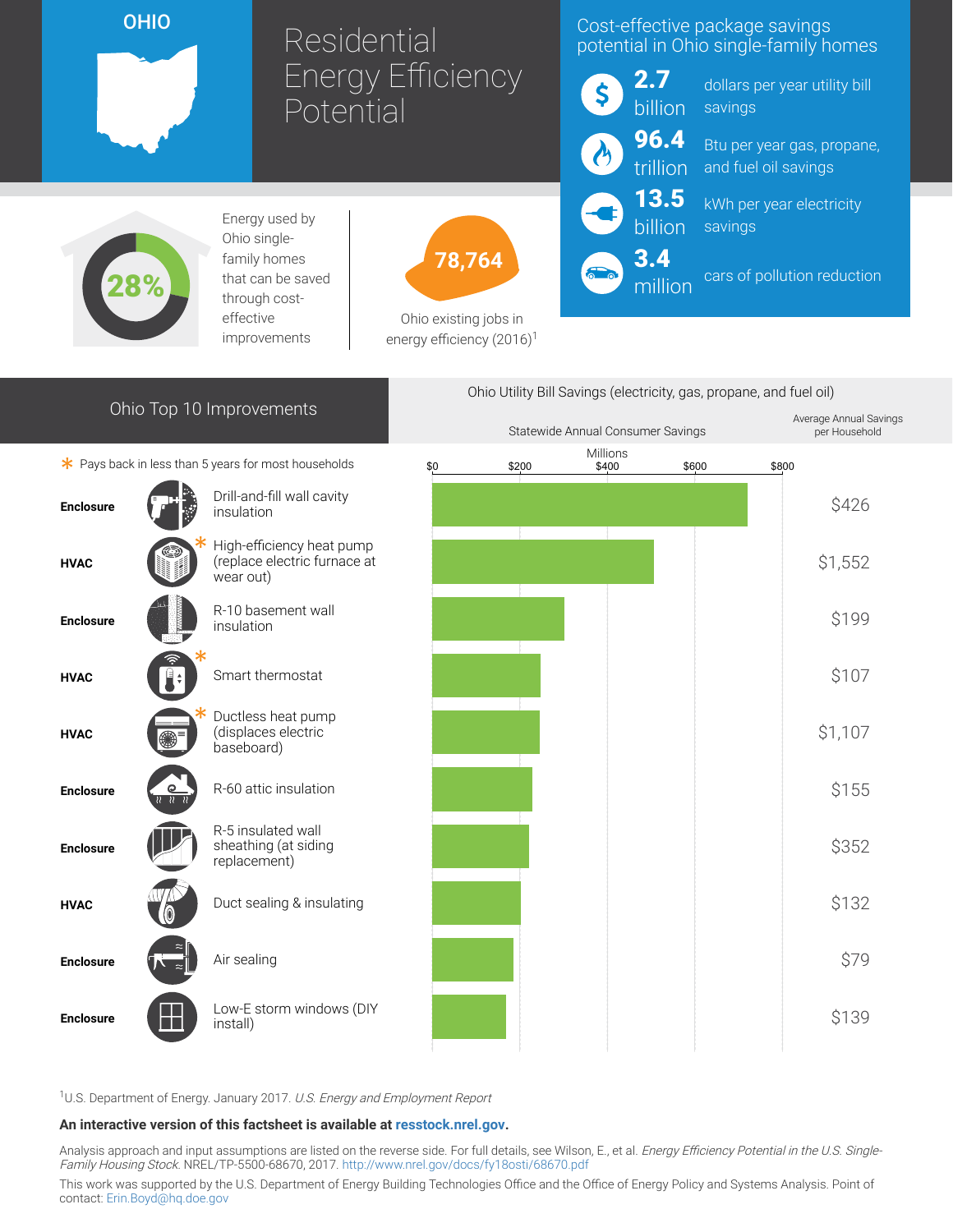# OHIO

# Residential Energy Efficiency Potential

## Cost-effective package savings potential in Ohio single-family homes

- **2.7 billion** dollars per year utility bill savings
- **96.4 trillion** Btu per year gas, propane, and fuel oil savings
- **13.5 billion** kWh per year electricity savings
- **3.4 million** cars of pollution reduction

**28%** Energy used by Ohio single-family homes that can be saved through cost-effective improvements

**78,764** Ohio existing jobs in energy efficiency (2016)[1]

## Ohio Top 10 Improvements

\* Pays back in less than 5 years for most households

Ohio Utility Bill Savings (electricity, gas, propane, and fuel oil)

| Category | Improvement | Statewide Annual Consumer Savings (Millions, approx. from chart) | Average Annual Savings per Household |
|---|---|---|---|
| Enclosure | Drill-and-fill wall cavity insulation | ~$720 | $426 |
| HVAC | High-efficiency heat pump (replace electric furnace at wear out) * | ~$505 | $1,552 |
| Enclosure | R-10 basement wall insulation | ~$300 | $199 |
| HVAC | Smart thermostat * | ~$250 | $107 |
| HVAC | Ductless heat pump (displaces electric baseboard) * | ~$245 | $1,107 |
| Enclosure | R-60 attic insulation | ~$230 | $155 |
| Enclosure | R-5 insulated wall sheathing (at siding replacement) | ~$220 | $352 |
| HVAC | Duct sealing & insulating | ~$200 | $132 |
| Enclosure | Air sealing | ~$185 | $79 |
| Enclosure | Low-E storm windows (DIY install) | ~$170 | $139 |

[1]U.S. Department of Energy. January 2017. *U.S. Energy and Employment Report*

**An interactive version of this factsheet is available at resstock.nrel.gov.**

Analysis approach and input assumptions are listed on the reverse side. For full details, see Wilson, E., et al. *Energy Efficiency Potential in the U.S. Single-Family Housing Stock*. NREL/TP-5500-68670, 2017. http://www.nrel.gov/docs/fy18osti/68670.pdf

This work was supported by the U.S. Department of Energy Building Technologies Office and the Office of Energy Policy and Systems Analysis. Point of contact: Erin.Boyd@hq.doe.gov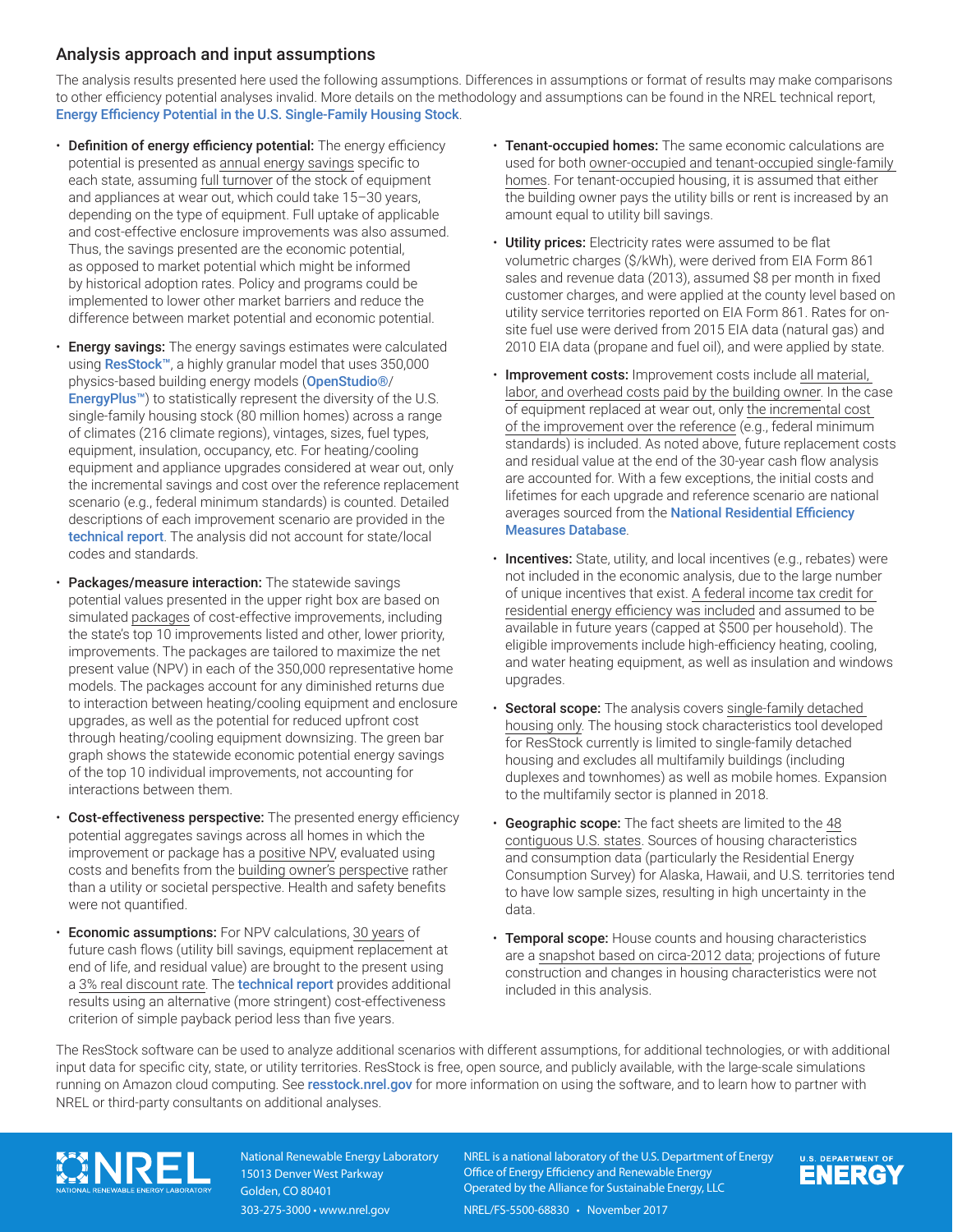## Analysis approach and input assumptions

The analysis results presented here used the following assumptions. Differences in assumptions or format of results may make comparisons to other efficiency potential analyses invalid. More details on the methodology and assumptions can be found in the NREL technical report, Energy Efficiency Potential in the U.S. Single-Family Housing Stock.

- **Definition of energy efficiency potential:** The energy efficiency potential is presented as annual energy savings specific to each state, assuming full turnover of the stock of equipment and appliances at wear out, which could take 15–30 years, depending on the type of equipment. Full uptake of applicable and cost-effective enclosure improvements was also assumed. Thus, the savings presented are the economic potential, as opposed to market potential which might be informed by historical adoption rates. Policy and programs could be implemented to lower other market barriers and reduce the difference between market potential and economic potential.
- **Energy savings:** The energy savings estimates were calculated using ResStock™, a highly granular model that uses 350,000 physics-based building energy models (OpenStudio®/EnergyPlus™) to statistically represent the diversity of the U.S. single-family housing stock (80 million homes) across a range of climates (216 climate regions), vintages, sizes, fuel types, equipment, insulation, occupancy, etc. For heating/cooling equipment and appliance upgrades considered at wear out, only the incremental savings and cost over the reference replacement scenario (e.g., federal minimum standards) is counted. Detailed descriptions of each improvement scenario are provided in the technical report. The analysis did not account for state/local codes and standards.
- **Packages/measure interaction:** The statewide savings potential values presented in the upper right box are based on simulated packages of cost-effective improvements, including the state's top 10 improvements listed and other, lower priority, improvements. The packages are tailored to maximize the net present value (NPV) in each of the 350,000 representative home models. The packages account for any diminished returns due to interaction between heating/cooling equipment and enclosure upgrades, as well as the potential for reduced upfront cost through heating/cooling equipment downsizing. The green bar graph shows the statewide economic potential energy savings of the top 10 individual improvements, not accounting for interactions between them.
- **Cost-effectiveness perspective:** The presented energy efficiency potential aggregates savings across all homes in which the improvement or package has a positive NPV, evaluated using costs and benefits from the building owner's perspective rather than a utility or societal perspective. Health and safety benefits were not quantified.
- **Economic assumptions:** For NPV calculations, 30 years of future cash flows (utility bill savings, equipment replacement at end of life, and residual value) are brought to the present using a 3% real discount rate. The technical report provides additional results using an alternative (more stringent) cost-effectiveness criterion of simple payback period less than five years.
- **Tenant-occupied homes:** The same economic calculations are used for both owner-occupied and tenant-occupied single-family homes. For tenant-occupied housing, it is assumed that either the building owner pays the utility bills or rent is increased by an amount equal to utility bill savings.
- **Utility prices:** Electricity rates were assumed to be flat volumetric charges ($/kWh), were derived from EIA Form 861 sales and revenue data (2013), assumed $8 per month in fixed customer charges, and were applied at the county level based on utility service territories reported on EIA Form 861. Rates for on-site fuel use were derived from 2015 EIA data (natural gas) and 2010 EIA data (propane and fuel oil), and were applied by state.
- **Improvement costs:** Improvement costs include all material, labor, and overhead costs paid by the building owner. In the case of equipment replaced at wear out, only the incremental cost of the improvement over the reference (e.g., federal minimum standards) is included. As noted above, future replacement costs and residual value at the end of the 30-year cash flow analysis are accounted for. With a few exceptions, the initial costs and lifetimes for each upgrade and reference scenario are national averages sourced from the National Residential Efficiency Measures Database.
- **Incentives:** State, utility, and local incentives (e.g., rebates) were not included in the economic analysis, due to the large number of unique incentives that exist. A federal income tax credit for residential energy efficiency was included and assumed to be available in future years (capped at $500 per household). The eligible improvements include high-efficiency heating, cooling, and water heating equipment, as well as insulation and windows upgrades.
- **Sectoral scope:** The analysis covers single-family detached housing only. The housing stock characteristics tool developed for ResStock currently is limited to single-family detached housing and excludes all multifamily buildings (including duplexes and townhomes) as well as mobile homes. Expansion to the multifamily sector is planned in 2018.
- **Geographic scope:** The fact sheets are limited to the 48 contiguous U.S. states. Sources of housing characteristics and consumption data (particularly the Residential Energy Consumption Survey) for Alaska, Hawaii, and U.S. territories tend to have low sample sizes, resulting in high uncertainty in the data.
- **Temporal scope:** House counts and housing characteristics are a snapshot based on circa-2012 data; projections of future construction and changes in housing characteristics were not included in this analysis.

The ResStock software can be used to analyze additional scenarios with different assumptions, for additional technologies, or with additional input data for specific city, state, or utility territories. ResStock is free, open source, and publicly available, with the large-scale simulations running on Amazon cloud computing. See resstock.nrel.gov for more information on using the software, and to learn how to partner with NREL or third-party consultants on additional analyses.

NREL
NATIONAL RENEWABLE ENERGY LABORATORY

National Renewable Energy Laboratory
15013 Denver West Parkway
Golden, CO 80401
303-275-3000 • www.nrel.gov

NREL is a national laboratory of the U.S. Department of Energy
Office of Energy Efficiency and Renewable Energy
Operated by the Alliance for Sustainable Energy, LLC

NREL/FS-5500-68830 • November 2017

U.S. DEPARTMENT OF ENERGY